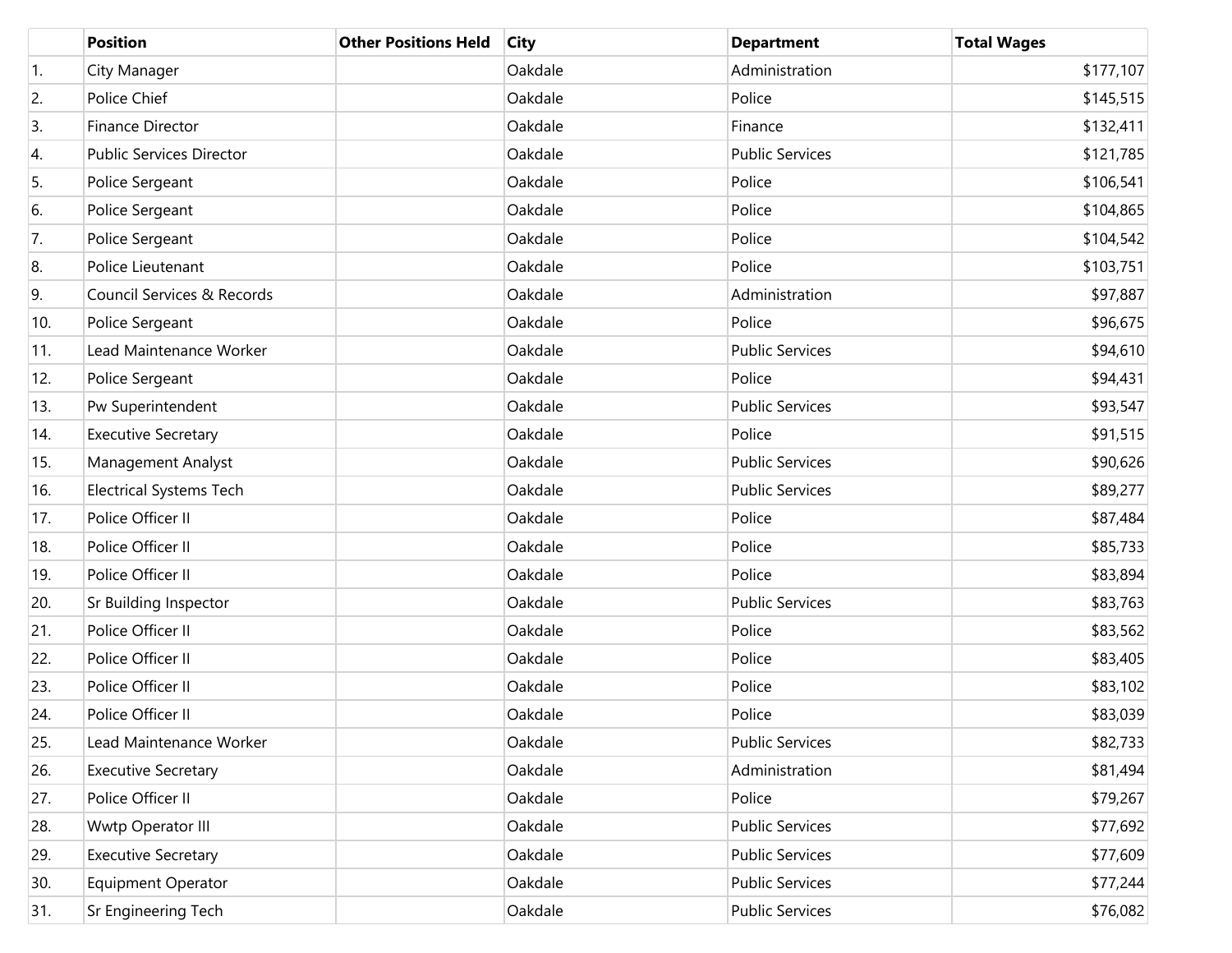| | Position | Other Positions Held | City | Department | Total Wages |
|---|---|---|---|---|---|
| 1. | City Manager | | Oakdale | Administration | $177,107 |
| 2. | Police Chief | | Oakdale | Police | $145,515 |
| 3. | Finance Director | | Oakdale | Finance | $132,411 |
| 4. | Public Services Director | | Oakdale | Public Services | $121,785 |
| 5. | Police Sergeant | | Oakdale | Police | $106,541 |
| 6. | Police Sergeant | | Oakdale | Police | $104,865 |
| 7. | Police Sergeant | | Oakdale | Police | $104,542 |
| 8. | Police Lieutenant | | Oakdale | Police | $103,751 |
| 9. | Council Services & Records | | Oakdale | Administration | $97,887 |
| 10. | Police Sergeant | | Oakdale | Police | $96,675 |
| 11. | Lead Maintenance Worker | | Oakdale | Public Services | $94,610 |
| 12. | Police Sergeant | | Oakdale | Police | $94,431 |
| 13. | Pw Superintendent | | Oakdale | Public Services | $93,547 |
| 14. | Executive Secretary | | Oakdale | Police | $91,515 |
| 15. | Management Analyst | | Oakdale | Public Services | $90,626 |
| 16. | Electrical Systems Tech | | Oakdale | Public Services | $89,277 |
| 17. | Police Officer II | | Oakdale | Police | $87,484 |
| 18. | Police Officer II | | Oakdale | Police | $85,733 |
| 19. | Police Officer II | | Oakdale | Police | $83,894 |
| 20. | Sr Building Inspector | | Oakdale | Public Services | $83,763 |
| 21. | Police Officer II | | Oakdale | Police | $83,562 |
| 22. | Police Officer II | | Oakdale | Police | $83,405 |
| 23. | Police Officer II | | Oakdale | Police | $83,102 |
| 24. | Police Officer II | | Oakdale | Police | $83,039 |
| 25. | Lead Maintenance Worker | | Oakdale | Public Services | $82,733 |
| 26. | Executive Secretary | | Oakdale | Administration | $81,494 |
| 27. | Police Officer II | | Oakdale | Police | $79,267 |
| 28. | Wwtp Operator III | | Oakdale | Public Services | $77,692 |
| 29. | Executive Secretary | | Oakdale | Public Services | $77,609 |
| 30. | Equipment Operator | | Oakdale | Public Services | $77,244 |
| 31. | Sr Engineering Tech | | Oakdale | Public Services | $76,082 |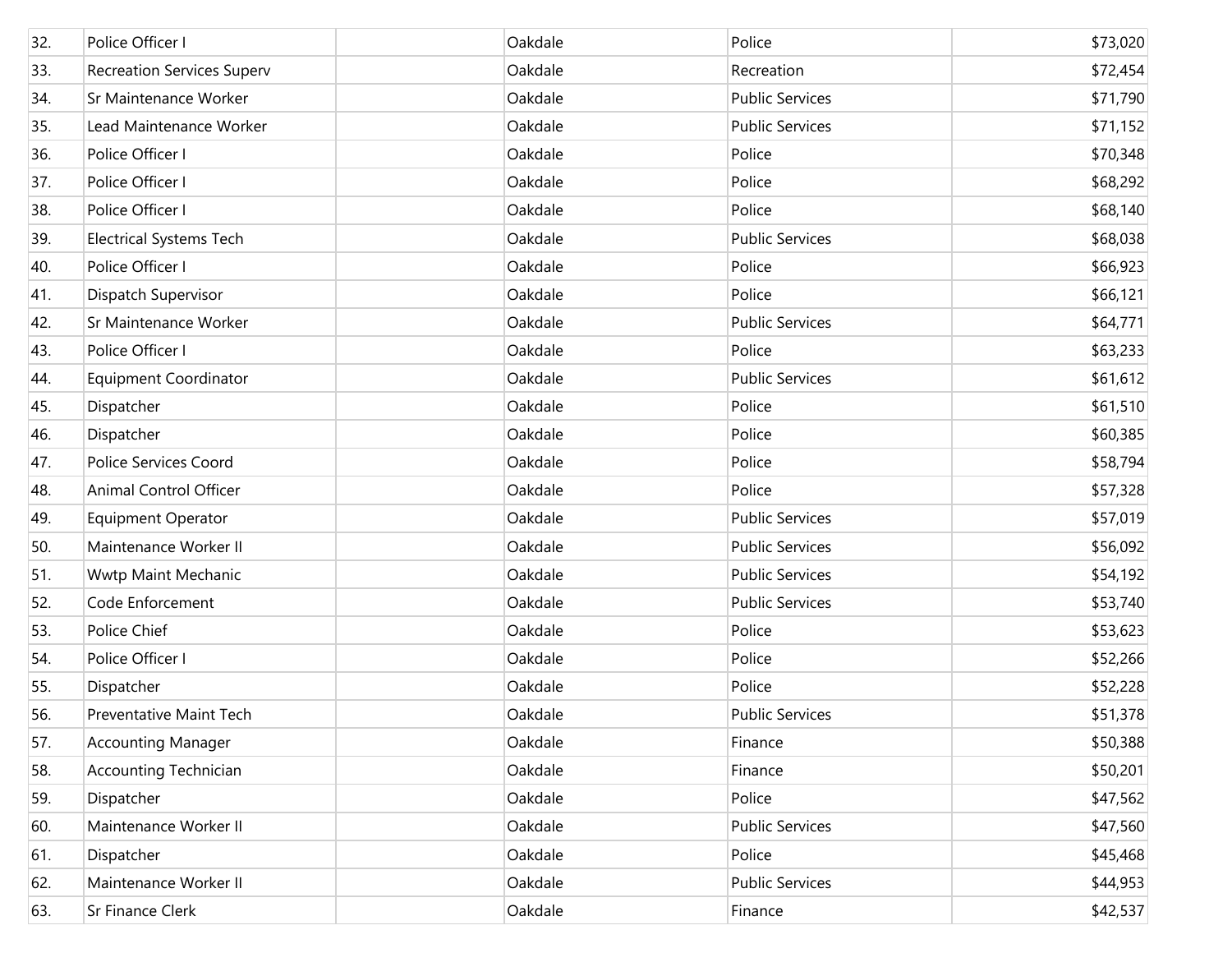| | | | | | |
|---|---|---|---|---|---|
| 32. | Police Officer I | | Oakdale | Police | $73,020 |
| 33. | Recreation Services Superv | | Oakdale | Recreation | $72,454 |
| 34. | Sr Maintenance Worker | | Oakdale | Public Services | $71,790 |
| 35. | Lead Maintenance Worker | | Oakdale | Public Services | $71,152 |
| 36. | Police Officer I | | Oakdale | Police | $70,348 |
| 37. | Police Officer I | | Oakdale | Police | $68,292 |
| 38. | Police Officer I | | Oakdale | Police | $68,140 |
| 39. | Electrical Systems Tech | | Oakdale | Public Services | $68,038 |
| 40. | Police Officer I | | Oakdale | Police | $66,923 |
| 41. | Dispatch Supervisor | | Oakdale | Police | $66,121 |
| 42. | Sr Maintenance Worker | | Oakdale | Public Services | $64,771 |
| 43. | Police Officer I | | Oakdale | Police | $63,233 |
| 44. | Equipment Coordinator | | Oakdale | Public Services | $61,612 |
| 45. | Dispatcher | | Oakdale | Police | $61,510 |
| 46. | Dispatcher | | Oakdale | Police | $60,385 |
| 47. | Police Services Coord | | Oakdale | Police | $58,794 |
| 48. | Animal Control Officer | | Oakdale | Police | $57,328 |
| 49. | Equipment Operator | | Oakdale | Public Services | $57,019 |
| 50. | Maintenance Worker II | | Oakdale | Public Services | $56,092 |
| 51. | Wwtp Maint Mechanic | | Oakdale | Public Services | $54,192 |
| 52. | Code Enforcement | | Oakdale | Public Services | $53,740 |
| 53. | Police Chief | | Oakdale | Police | $53,623 |
| 54. | Police Officer I | | Oakdale | Police | $52,266 |
| 55. | Dispatcher | | Oakdale | Police | $52,228 |
| 56. | Preventative Maint Tech | | Oakdale | Public Services | $51,378 |
| 57. | Accounting Manager | | Oakdale | Finance | $50,388 |
| 58. | Accounting Technician | | Oakdale | Finance | $50,201 |
| 59. | Dispatcher | | Oakdale | Police | $47,562 |
| 60. | Maintenance Worker II | | Oakdale | Public Services | $47,560 |
| 61. | Dispatcher | | Oakdale | Police | $45,468 |
| 62. | Maintenance Worker II | | Oakdale | Public Services | $44,953 |
| 63. | Sr Finance Clerk | | Oakdale | Finance | $42,537 |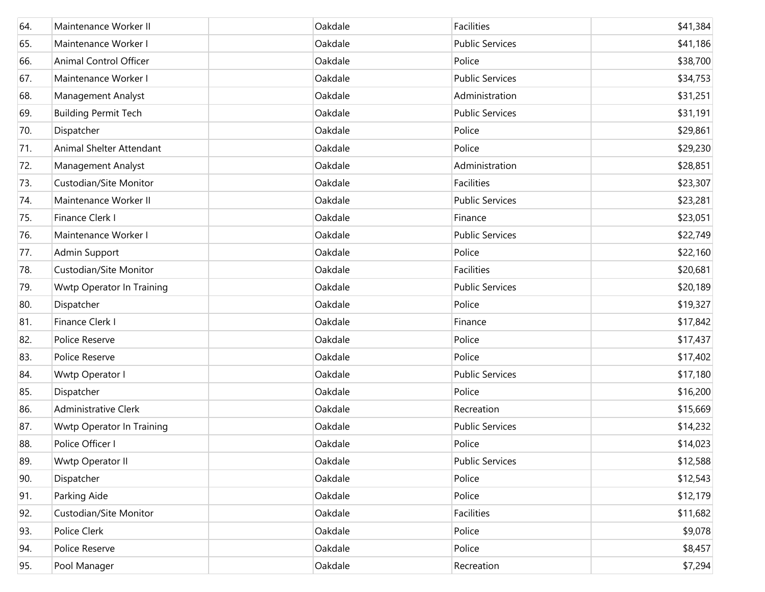| 64. | Maintenance Worker II | | Oakdale | Facilities | $41,384 |
|---|---|---|---|---|---|
| 65. | Maintenance Worker I | | Oakdale | Public Services | $41,186 |
| 66. | Animal Control Officer | | Oakdale | Police | $38,700 |
| 67. | Maintenance Worker I | | Oakdale | Public Services | $34,753 |
| 68. | Management Analyst | | Oakdale | Administration | $31,251 |
| 69. | Building Permit Tech | | Oakdale | Public Services | $31,191 |
| 70. | Dispatcher | | Oakdale | Police | $29,861 |
| 71. | Animal Shelter Attendant | | Oakdale | Police | $29,230 |
| 72. | Management Analyst | | Oakdale | Administration | $28,851 |
| 73. | Custodian/Site Monitor | | Oakdale | Facilities | $23,307 |
| 74. | Maintenance Worker II | | Oakdale | Public Services | $23,281 |
| 75. | Finance Clerk I | | Oakdale | Finance | $23,051 |
| 76. | Maintenance Worker I | | Oakdale | Public Services | $22,749 |
| 77. | Admin Support | | Oakdale | Police | $22,160 |
| 78. | Custodian/Site Monitor | | Oakdale | Facilities | $20,681 |
| 79. | Wwtp Operator In Training | | Oakdale | Public Services | $20,189 |
| 80. | Dispatcher | | Oakdale | Police | $19,327 |
| 81. | Finance Clerk I | | Oakdale | Finance | $17,842 |
| 82. | Police Reserve | | Oakdale | Police | $17,437 |
| 83. | Police Reserve | | Oakdale | Police | $17,402 |
| 84. | Wwtp Operator I | | Oakdale | Public Services | $17,180 |
| 85. | Dispatcher | | Oakdale | Police | $16,200 |
| 86. | Administrative Clerk | | Oakdale | Recreation | $15,669 |
| 87. | Wwtp Operator In Training | | Oakdale | Public Services | $14,232 |
| 88. | Police Officer I | | Oakdale | Police | $14,023 |
| 89. | Wwtp Operator II | | Oakdale | Public Services | $12,588 |
| 90. | Dispatcher | | Oakdale | Police | $12,543 |
| 91. | Parking Aide | | Oakdale | Police | $12,179 |
| 92. | Custodian/Site Monitor | | Oakdale | Facilities | $11,682 |
| 93. | Police Clerk | | Oakdale | Police | $9,078 |
| 94. | Police Reserve | | Oakdale | Police | $8,457 |
| 95. | Pool Manager | | Oakdale | Recreation | $7,294 |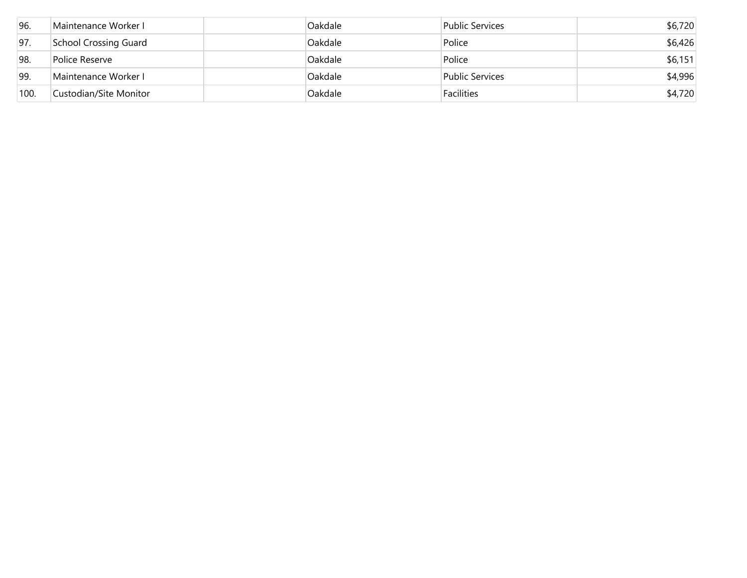| | | | | | |
|---|---|---|---|---|---|
| 96. | Maintenance Worker I | | Oakdale | Public Services | $6,720 |
| 97. | School Crossing Guard | | Oakdale | Police | $6,426 |
| 98. | Police Reserve | | Oakdale | Police | $6,151 |
| 99. | Maintenance Worker I | | Oakdale | Public Services | $4,996 |
| 100. | Custodian/Site Monitor | | Oakdale | Facilities | $4,720 |